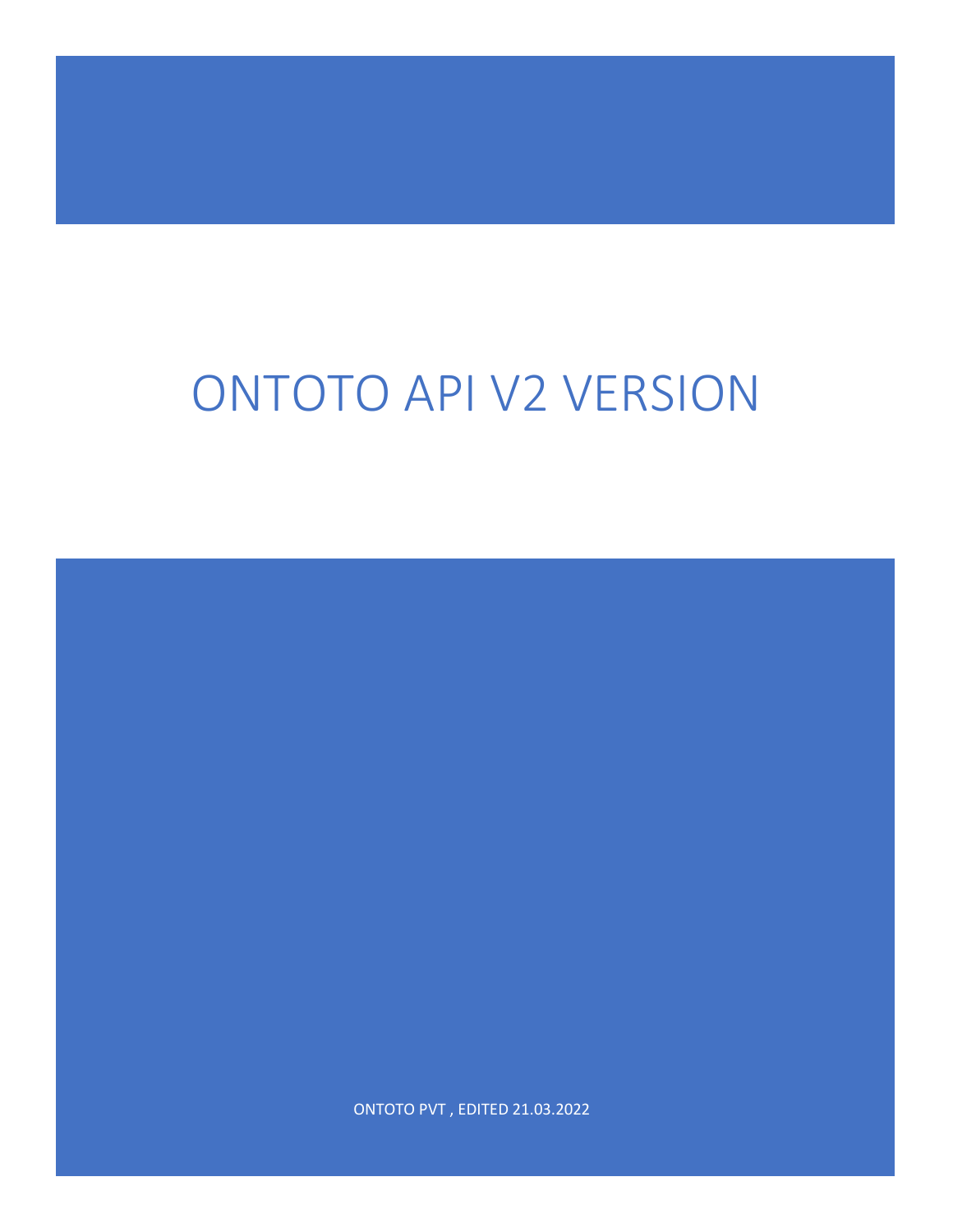# ONTOTO API V2 VERSION

ONTOTO PVT , EDITED 21.03.2022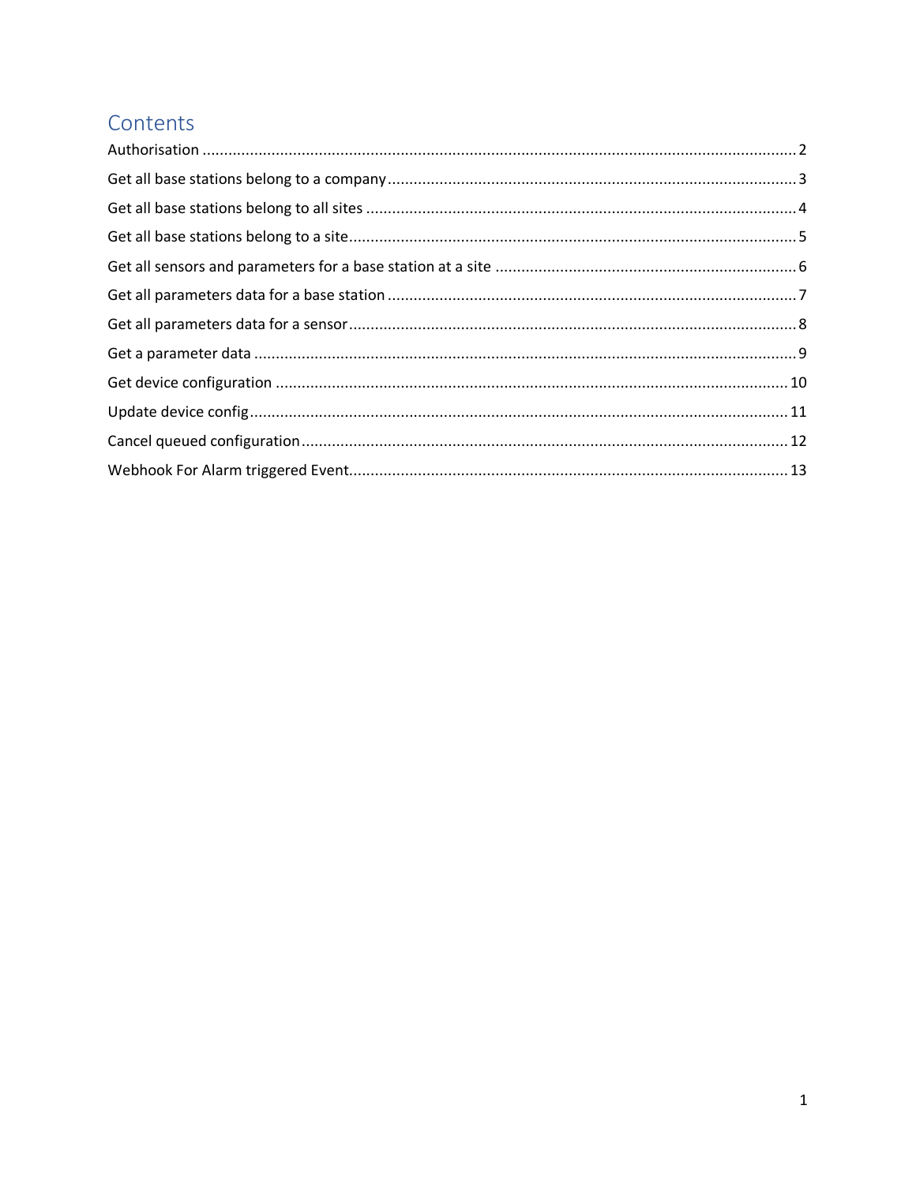# Contents

- Authorisation ........ 2
- Get all base stations belong to a company ........ 3
- Get all base stations belong to all sites ........ 4
- Get all base stations belong to a site ........ 5
- Get all sensors and parameters for a base station at a site ........ 6
- Get all parameters data for a base station ........ 7
- Get all parameters data for a sensor ........ 8
- Get a parameter data ........ 9
- Get device configuration ........ 10
- Update device config ........ 11
- Cancel queued configuration ........ 12
- Webhook For Alarm triggered Event ........ 13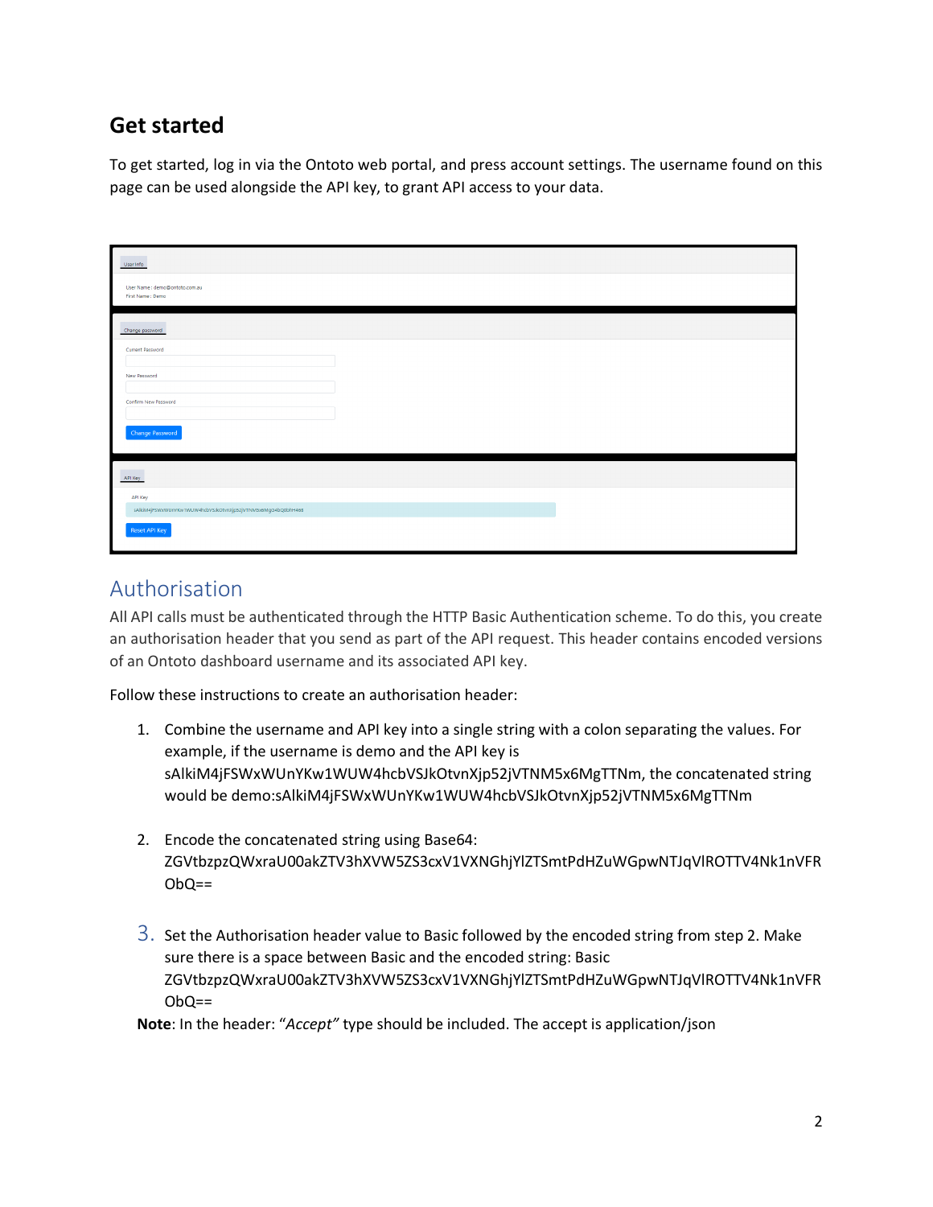# Get started

To get started, log in via the Ontoto web portal, and press account settings. The username found on this page can be used alongside the API key, to grant API access to your data.

## Authorisation

All API calls must be authenticated through the HTTP Basic Authentication scheme. To do this, you create an authorisation header that you send as part of the API request. This header contains encoded versions of an Ontoto dashboard username and its associated API key.

Follow these instructions to create an authorisation header:

1. Combine the username and API key into a single string with a colon separating the values. For example, if the username is demo and the API key is sAlkiM4jFSWxWUnYKw1WUW4hcbVSJkOtvnXjp52jVTNM5x6MgTTNm, the concatenated string would be demo:sAlkiM4jFSWxWUnYKw1WUW4hcbVSJkOtvnXjp52jVTNM5x6MgTTNm

2. Encode the concatenated string using Base64: ZGVtbzpzQWxraU00akZTV3hXVW5ZS3cxV1VXNGhjYlZTSmtPdHZuWGpwNTJqVlROTTV4Nk1nVFRObQ==

3. Set the Authorisation header value to Basic followed by the encoded string from step 2. Make sure there is a space between Basic and the encoded string: Basic ZGVtbzpzQWxraU00akZTV3hXVW5ZS3cxV1VXNGhjYlZTSmtPdHZuWGpwNTJqVlROTTV4Nk1nVFRObQ==

**Note**: In the header: "*Accept*" type should be included. The accept is application/json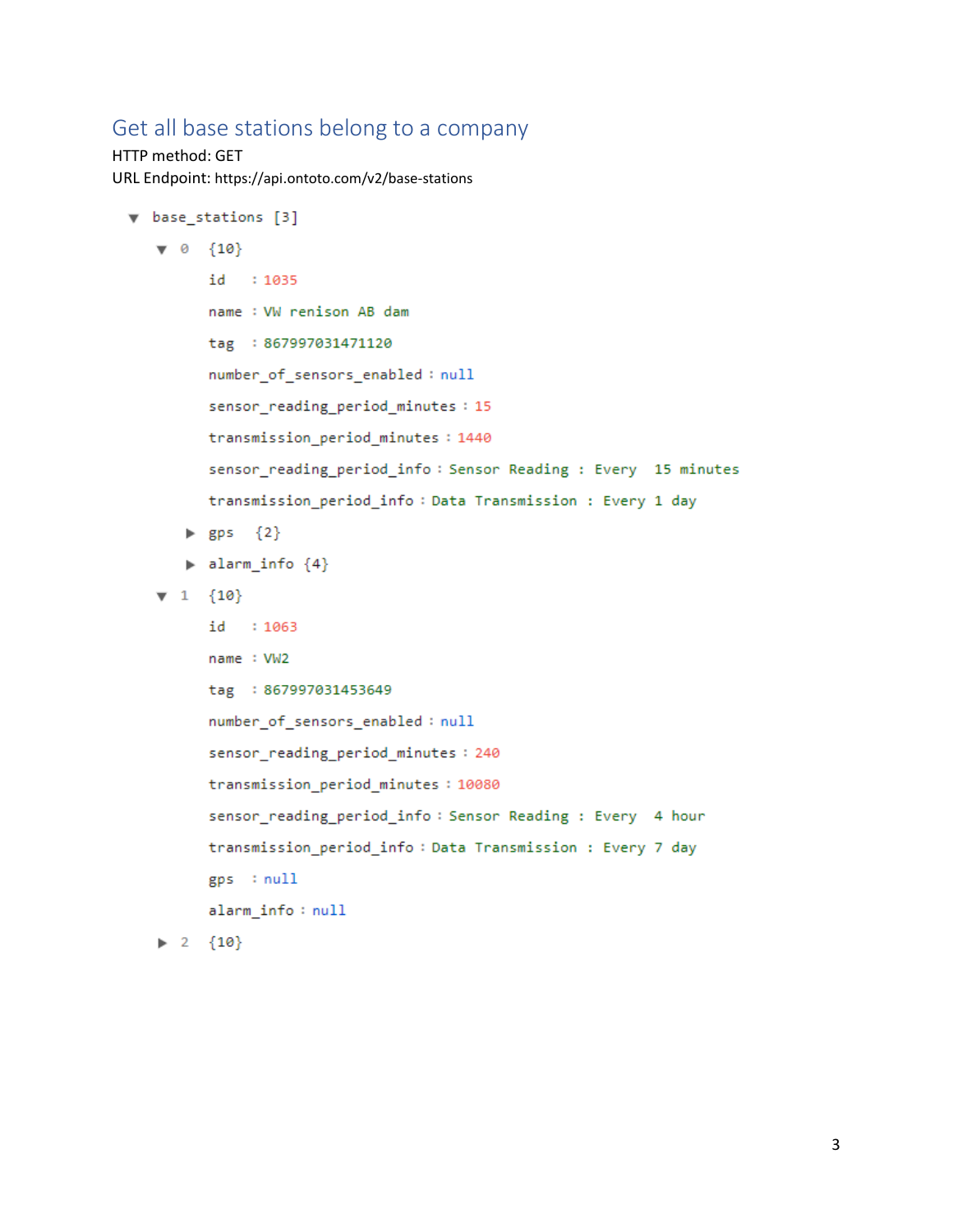## Get all base stations belong to a company

HTTP method: GET
URL Endpoint: https://api.ontoto.com/v2/base-stations

```
▼ base_stations [3]
  ▼ 0 {10}
        id : 1035
        name : VW renison AB dam
        tag : 867997031471120
        number_of_sensors_enabled : null
        sensor_reading_period_minutes : 15
        transmission_period_minutes : 1440
        sensor_reading_period_info : Sensor Reading : Every  15 minutes
        transmission_period_info : Data Transmission : Every 1 day
      ▶ gps {2}
      ▶ alarm_info {4}
  ▼ 1 {10}
        id : 1063
        name : VW2
        tag : 867997031453649
        number_of_sensors_enabled : null
        sensor_reading_period_minutes : 240
        transmission_period_minutes : 10080
        sensor_reading_period_info : Sensor Reading : Every  4 hour
        transmission_period_info : Data Transmission : Every 7 day
        gps : null
        alarm_info : null
  ▶ 2 {10}
```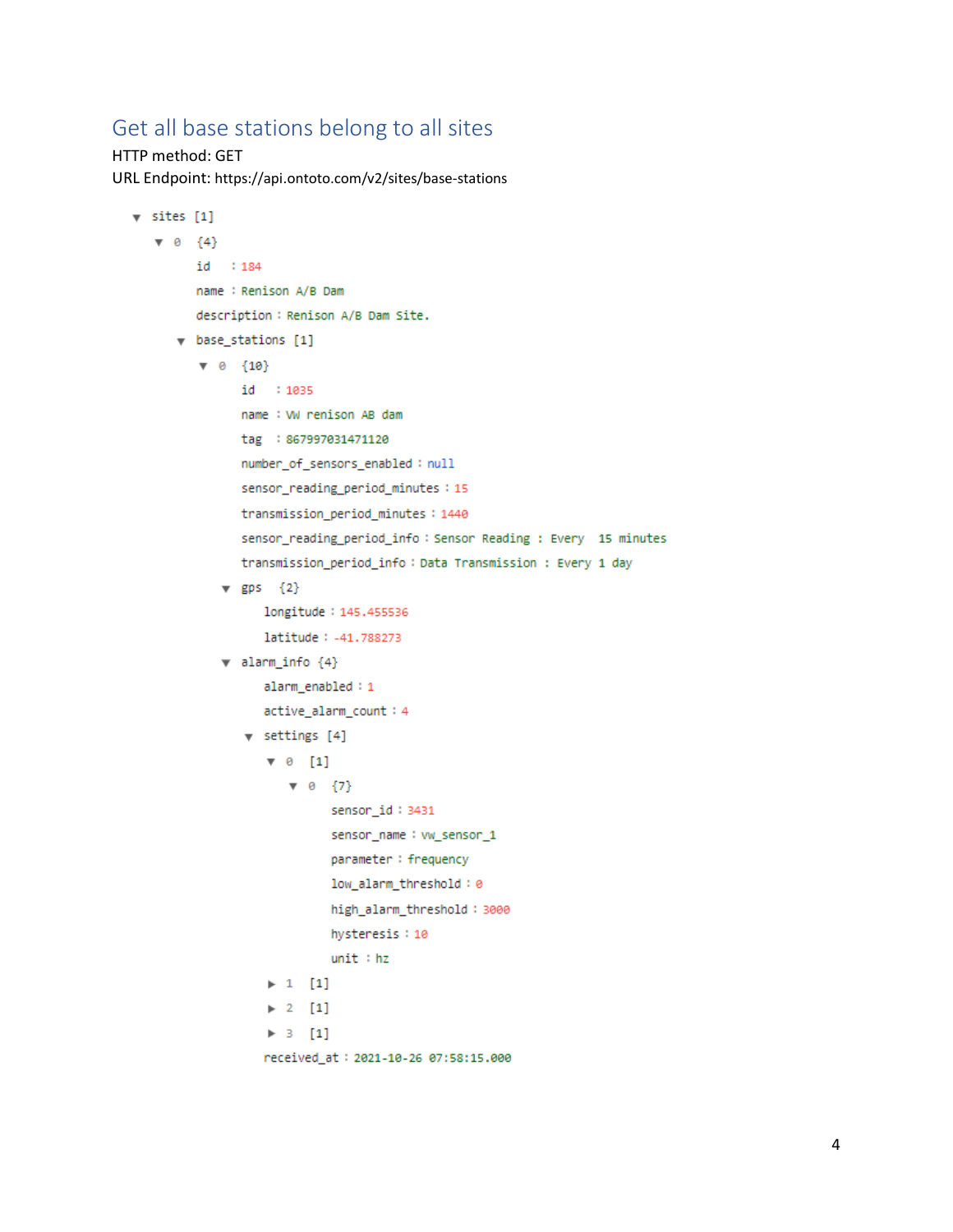## Get all base stations belong to all sites

HTTP method: GET

URL Endpoint: https://api.ontoto.com/v2/sites/base-stations

```
▼ sites [1]
  ▼ 0 {4}
      id : 184
      name : Renison A/B Dam
      description : Renison A/B Dam Site.
    ▼ base_stations [1]
      ▼ 0 {10}
          id : 1035
          name : VW renison AB dam
          tag : 867997031471120
          number_of_sensors_enabled : null
          sensor_reading_period_minutes : 15
          transmission_period_minutes : 1440
          sensor_reading_period_info : Sensor Reading : Every  15 minutes
          transmission_period_info : Data Transmission : Every 1 day
        ▼ gps {2}
            longitude : 145.455536
            latitude : -41.788273
        ▼ alarm_info {4}
            alarm_enabled : 1
            active_alarm_count : 4
          ▼ settings [4]
            ▼ 0 [1]
              ▼ 0 {7}
                  sensor_id : 3431
                  sensor_name : vw_sensor_1
                  parameter : frequency
                  low_alarm_threshold : 0
                  high_alarm_threshold : 3000
                  hysteresis : 10
                  unit : hz
            ► 1 [1]
            ► 2 [1]
            ► 3 [1]
          received_at : 2021-10-26 07:58:15.000
```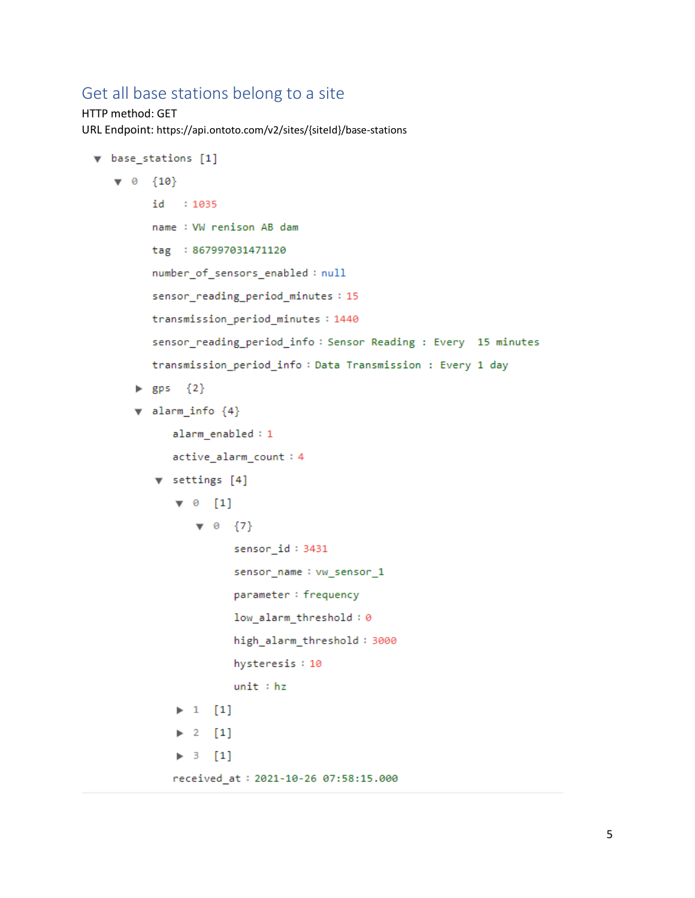## Get all base stations belong to a site

HTTP method: GET

URL Endpoint: https://api.ontoto.com/v2/sites/{siteId}/base-stations

```
▼ base_stations [1]
  ▼ 0  {10}
      id    : 1035
      name  : VW renison AB dam
      tag   : 867997031471120
      number_of_sensors_enabled : null
      sensor_reading_period_minutes : 15
      transmission_period_minutes : 1440
      sensor_reading_period_info : Sensor Reading : Every  15 minutes
      transmission_period_info : Data Transmission : Every 1 day
    ▶ gps  {2}
    ▼ alarm_info {4}
        alarm_enabled : 1
        active_alarm_count : 4
      ▼ settings [4]
        ▼ 0  [1]
          ▼ 0  {7}
              sensor_id : 3431
              sensor_name : vw_sensor_1
              parameter : frequency
              low_alarm_threshold : 0
              high_alarm_threshold : 3000
              hysteresis : 10
              unit : hz
        ▶ 1  [1]
        ▶ 2  [1]
        ▶ 3  [1]
        received_at : 2021-10-26 07:58:15.000
```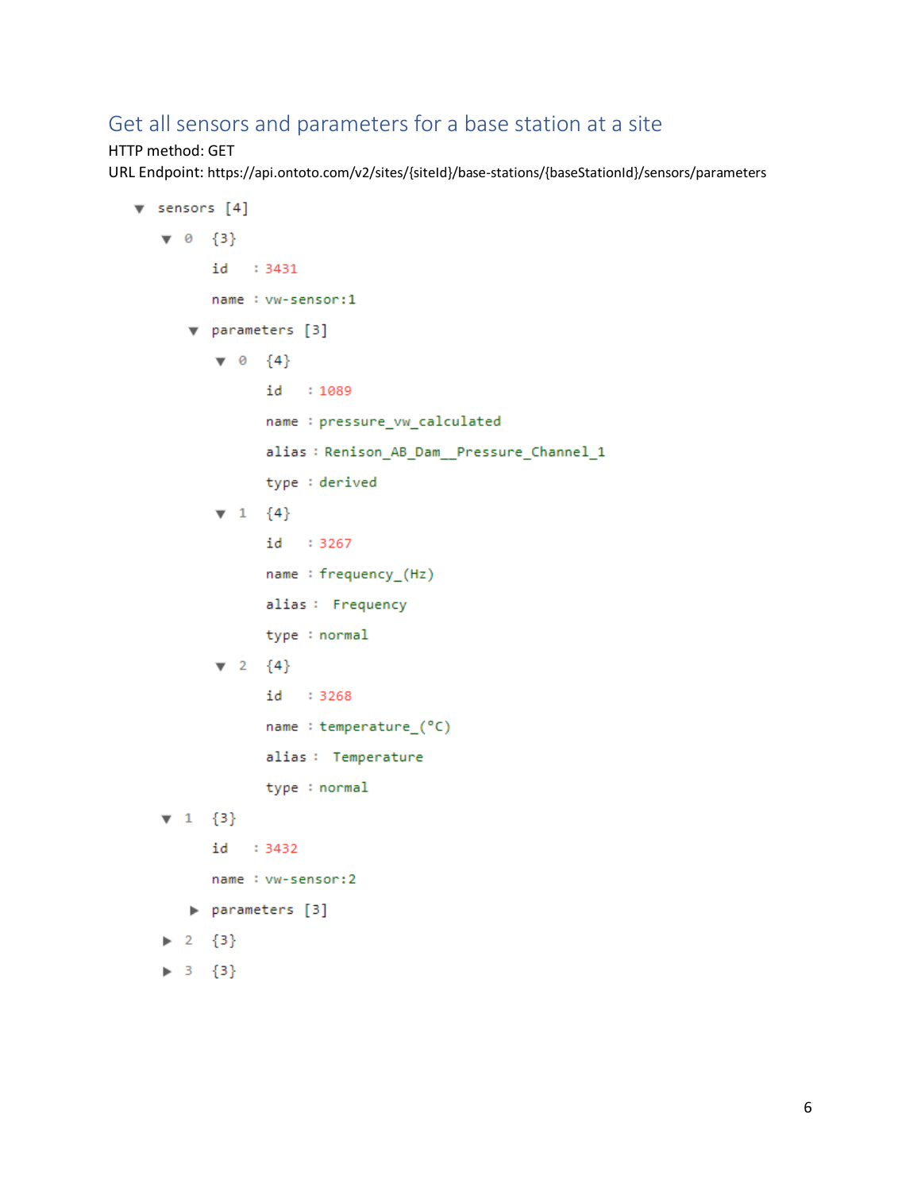## Get all sensors and parameters for a base station at a site

HTTP method: GET

URL Endpoint: https://api.ontoto.com/v2/sites/{siteId}/base-stations/{baseStationId}/sensors/parameters

```
▼ sensors [4]
  ▼ 0  {3}
       id   : 3431
       name : vw-sensor:1
     ▼ parameters [3]
       ▼ 0  {4}
            id    : 1089
            name  : pressure_vw_calculated
            alias : Renison_AB_Dam__Pressure_Channel_1
            type  : derived
       ▼ 1  {4}
            id    : 3267
            name  : frequency_(Hz)
            alias :  Frequency
            type  : normal
       ▼ 2  {4}
            id    : 3268
            name  : temperature_(°C)
            alias :  Temperature
            type  : normal
  ▼ 1  {3}
       id   : 3432
       name : vw-sensor:2
     ▶ parameters [3]
  ▶ 2  {3}
  ▶ 3  {3}
```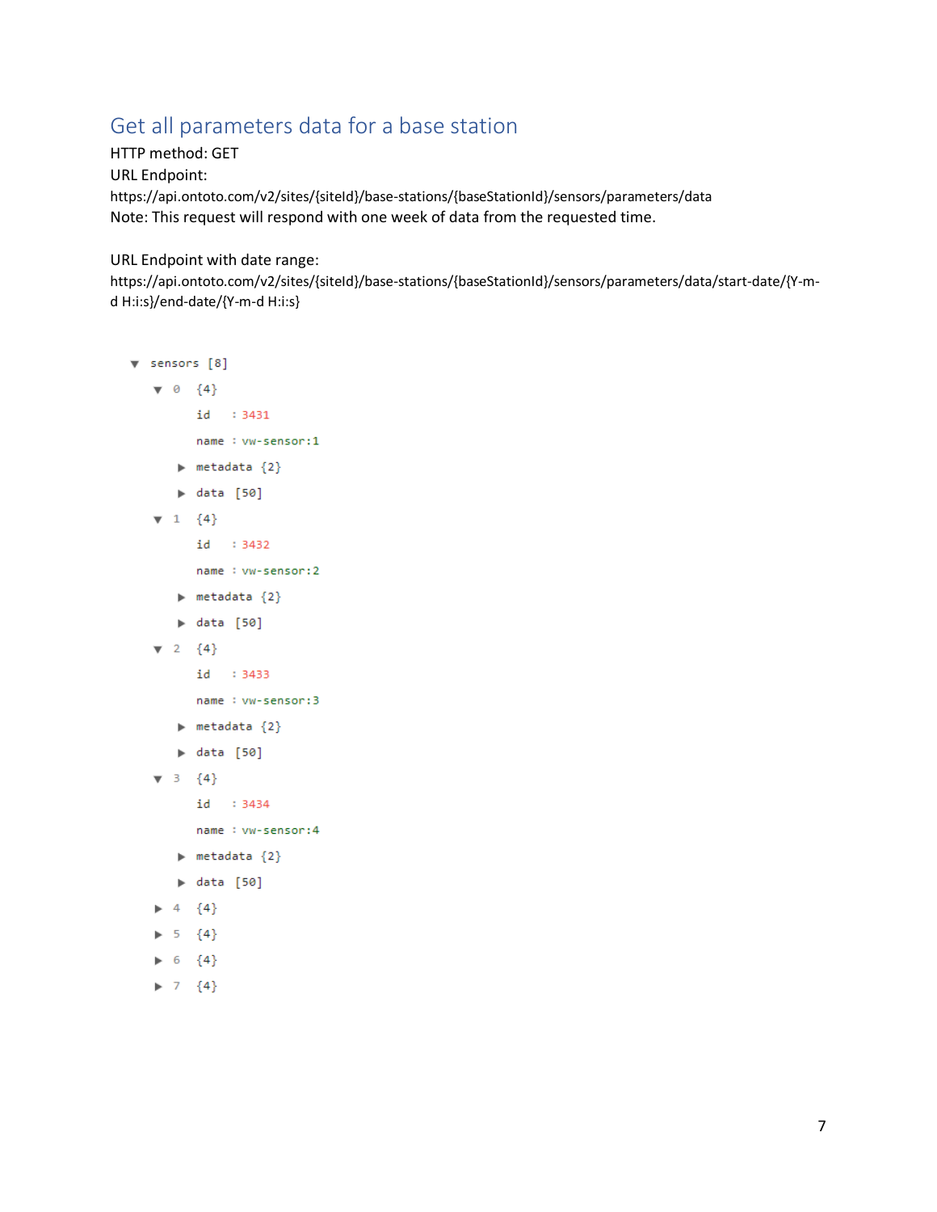## Get all parameters data for a base station

HTTP method: GET

URL Endpoint:

https://api.ontoto.com/v2/sites/{siteId}/base-stations/{baseStationId}/sensors/parameters/data

Note: This request will respond with one week of data from the requested time.

URL Endpoint with date range:

https://api.ontoto.com/v2/sites/{siteId}/base-stations/{baseStationId}/sensors/parameters/data/start-date/{Y-m-d H:i:s}/end-date/{Y-m-d H:i:s}

```
▼ sensors [8]
  ▼ 0  {4}
       id   : 3431
       name : vw-sensor:1
     ▶ metadata {2}
     ▶ data  [50]
  ▼ 1  {4}
       id   : 3432
       name : vw-sensor:2
     ▶ metadata {2}
     ▶ data  [50]
  ▼ 2  {4}
       id   : 3433
       name : vw-sensor:3
     ▶ metadata {2}
     ▶ data  [50]
  ▼ 3  {4}
       id   : 3434
       name : vw-sensor:4
     ▶ metadata {2}
     ▶ data  [50]
  ▶ 4  {4}
  ▶ 5  {4}
  ▶ 6  {4}
  ▶ 7  {4}
```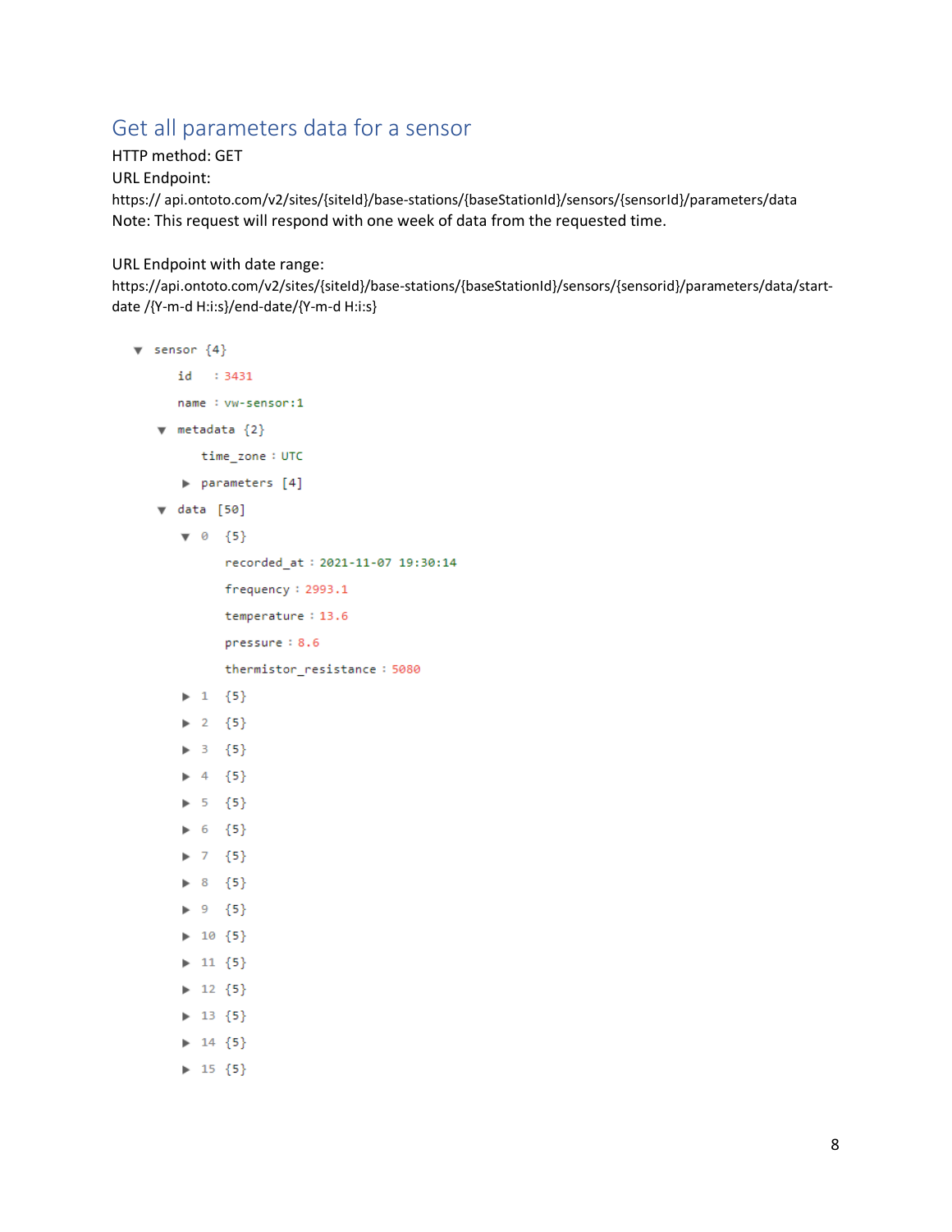## Get all parameters data for a sensor

HTTP method: GET

URL Endpoint:

https:// api.ontoto.com/v2/sites/{siteId}/base-stations/{baseStationId}/sensors/{sensorId}/parameters/data

Note: This request will respond with one week of data from the requested time.

URL Endpoint with date range:

https://api.ontoto.com/v2/sites/{siteId}/base-stations/{baseStationId}/sensors/{sensorid}/parameters/data/start-date /{Y-m-d H:i:s}/end-date/{Y-m-d H:i:s}

```
▼ sensor {4}
      id   : 3431
      name : vw-sensor:1
   ▼ metadata {2}
         time_zone : UTC
      ▶ parameters [4]
   ▼ data [50]
      ▼ 0  {5}
            recorded_at : 2021-11-07 19:30:14
            frequency : 2993.1
            temperature : 13.6
            pressure : 8.6
            thermistor_resistance : 5080
      ▶ 1  {5}
      ▶ 2  {5}
      ▶ 3  {5}
      ▶ 4  {5}
      ▶ 5  {5}
      ▶ 6  {5}
      ▶ 7  {5}
      ▶ 8  {5}
      ▶ 9  {5}
      ▶ 10 {5}
      ▶ 11 {5}
      ▶ 12 {5}
      ▶ 13 {5}
      ▶ 14 {5}
      ▶ 15 {5}
```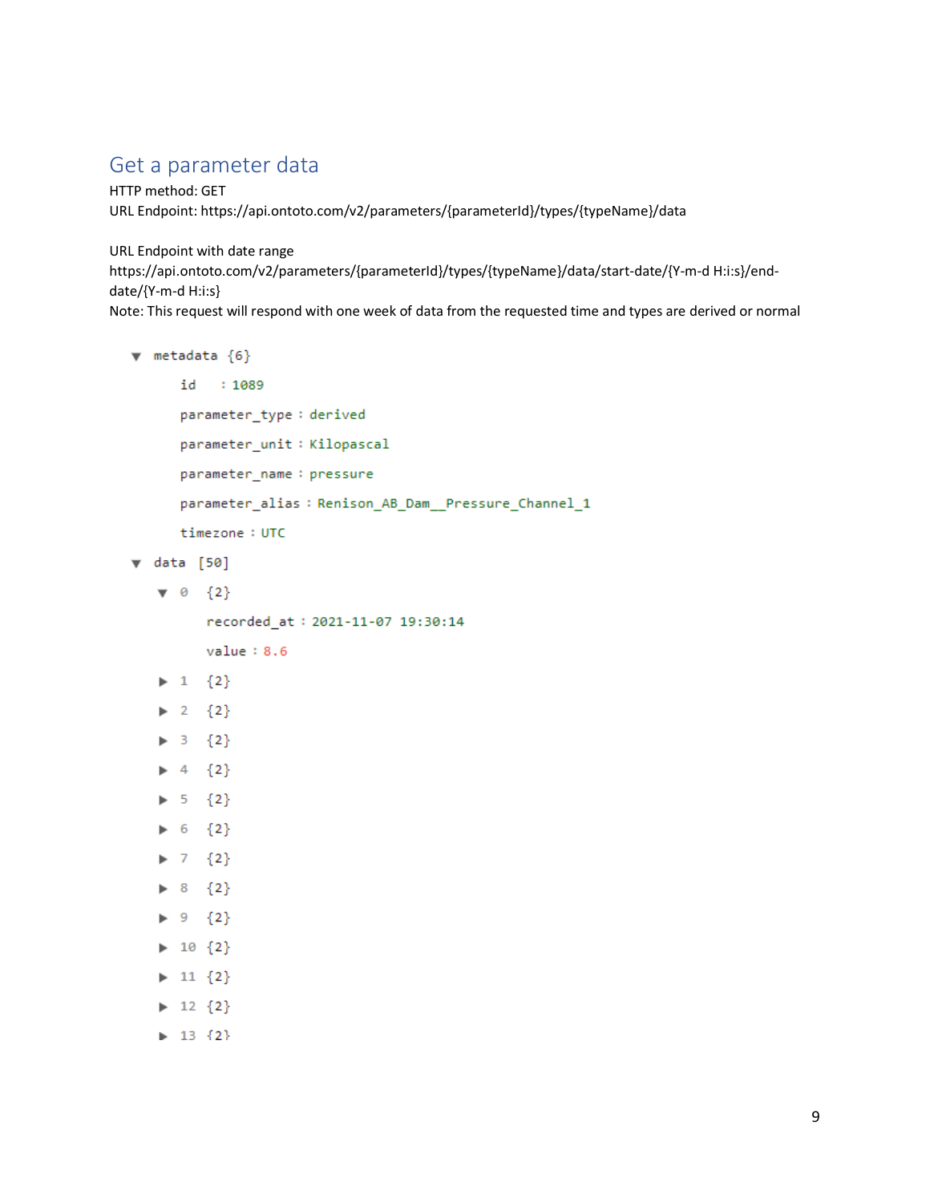## Get a parameter data

HTTP method: GET

URL Endpoint: https://api.ontoto.com/v2/parameters/{parameterId}/types/{typeName}/data

URL Endpoint with date range

https://api.ontoto.com/v2/parameters/{parameterId}/types/{typeName}/data/start-date/{Y-m-d H:i:s}/end-date/{Y-m-d H:i:s}

Note: This request will respond with one week of data from the requested time and types are derived or normal

```
▼ metadata {6}
    id    : 1089
    parameter_type : derived
    parameter_unit : Kilopascal
    parameter_name : pressure
    parameter_alias : Renison_AB_Dam__Pressure_Channel_1
    timezone : UTC
▼ data  [50]
  ▼ 0  {2}
      recorded_at : 2021-11-07 19:30:14
      value : 8.6
  ▶ 1  {2}
  ▶ 2  {2}
  ▶ 3  {2}
  ▶ 4  {2}
  ▶ 5  {2}
  ▶ 6  {2}
  ▶ 7  {2}
  ▶ 8  {2}
  ▶ 9  {2}
  ▶ 10 {2}
  ▶ 11 {2}
  ▶ 12 {2}
  ▶ 13 {2}
```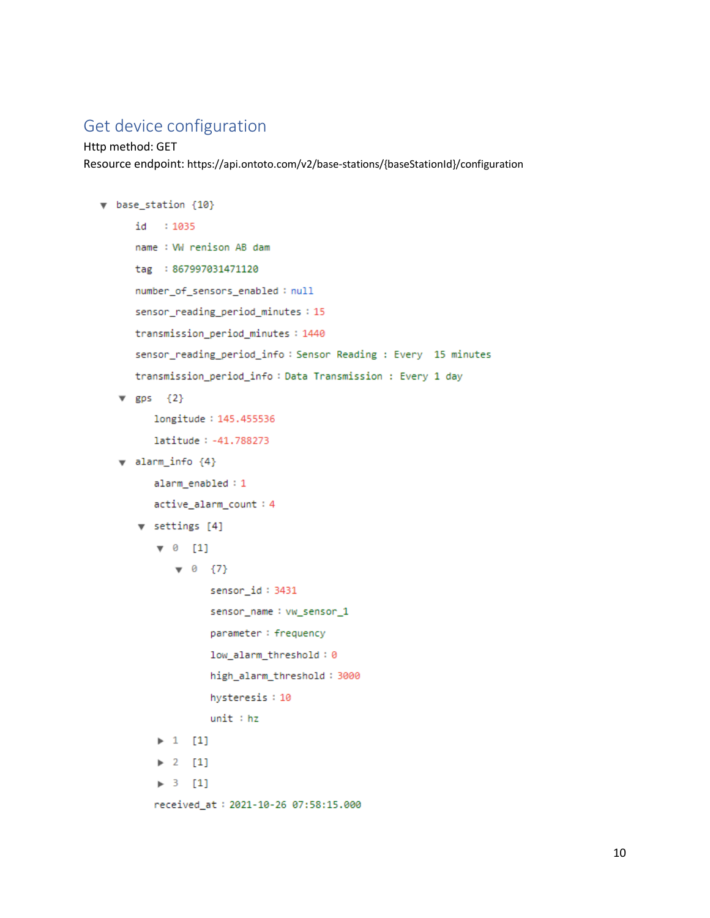## Get device configuration

Http method: GET

Resource endpoint: https://api.ontoto.com/v2/base-stations/{baseStationId}/configuration

```
▼ base_station {10}
    id   : 1035
    name : VW renison AB dam
    tag  : 867997031471120
    number_of_sensors_enabled : null
    sensor_reading_period_minutes : 15
    transmission_period_minutes : 1440
    sensor_reading_period_info : Sensor Reading : Every  15 minutes
    transmission_period_info : Data Transmission : Every 1 day
  ▼ gps {2}
      longitude : 145.455536
      latitude : -41.788273
  ▼ alarm_info {4}
      alarm_enabled : 1
      active_alarm_count : 4
    ▼ settings [4]
      ▼ 0  [1]
        ▼ 0  {7}
            sensor_id : 3431
            sensor_name : vw_sensor_1
            parameter : frequency
            low_alarm_threshold : 0
            high_alarm_threshold : 3000
            hysteresis : 10
            unit : hz
      ▶ 1  [1]
      ▶ 2  [1]
      ▶ 3  [1]
      received_at : 2021-10-26 07:58:15.000
```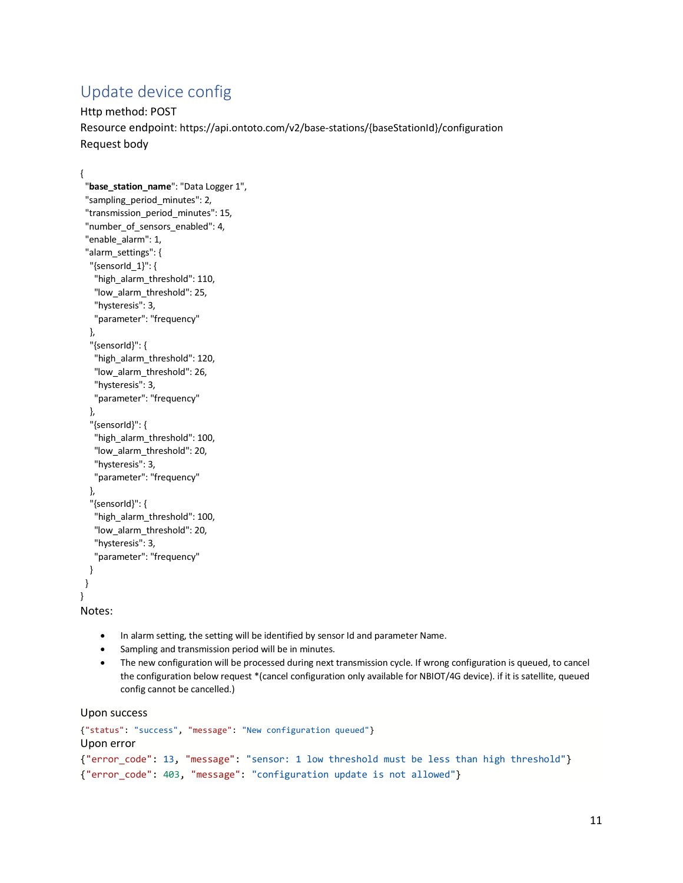## Update device config

Http method: POST

Resource endpoint: https://api.ontoto.com/v2/base-stations/{baseStationId}/configuration

Request body

```
{
  "base_station_name": "Data Logger 1",
  "sampling_period_minutes": 2,
  "transmission_period_minutes": 15,
  "number_of_sensors_enabled": 4,
  "enable_alarm": 1,
  "alarm_settings": {
    "{sensorId_1}": {
      "high_alarm_threshold": 110,
      "low_alarm_threshold": 25,
      "hysteresis": 3,
      "parameter": "frequency"
    },
    "{sensorId}": {
      "high_alarm_threshold": 120,
      "low_alarm_threshold": 26,
      "hysteresis": 3,
      "parameter": "frequency"
    },
    "{sensorId}": {
      "high_alarm_threshold": 100,
      "low_alarm_threshold": 20,
      "hysteresis": 3,
      "parameter": "frequency"
    },
    "{sensorId}": {
      "high_alarm_threshold": 100,
      "low_alarm_threshold": 20,
      "hysteresis": 3,
      "parameter": "frequency"
    }
  }
}
```

Notes:

- In alarm setting, the setting will be identified by sensor Id and parameter Name.
- Sampling and transmission period will be in minutes.
- The new configuration will be processed during next transmission cycle. If wrong configuration is queued, to cancel the configuration below request *(cancel configuration only available for NBIOT/4G device). if it is satellite, queued config cannot be cancelled.)

Upon success

```
{"status": "success", "message": "New configuration queued"}
```

Upon error

```
{"error_code": 13, "message": "sensor: 1 low threshold must be less than high threshold"}
{"error_code": 403, "message": "configuration update is not allowed"}
```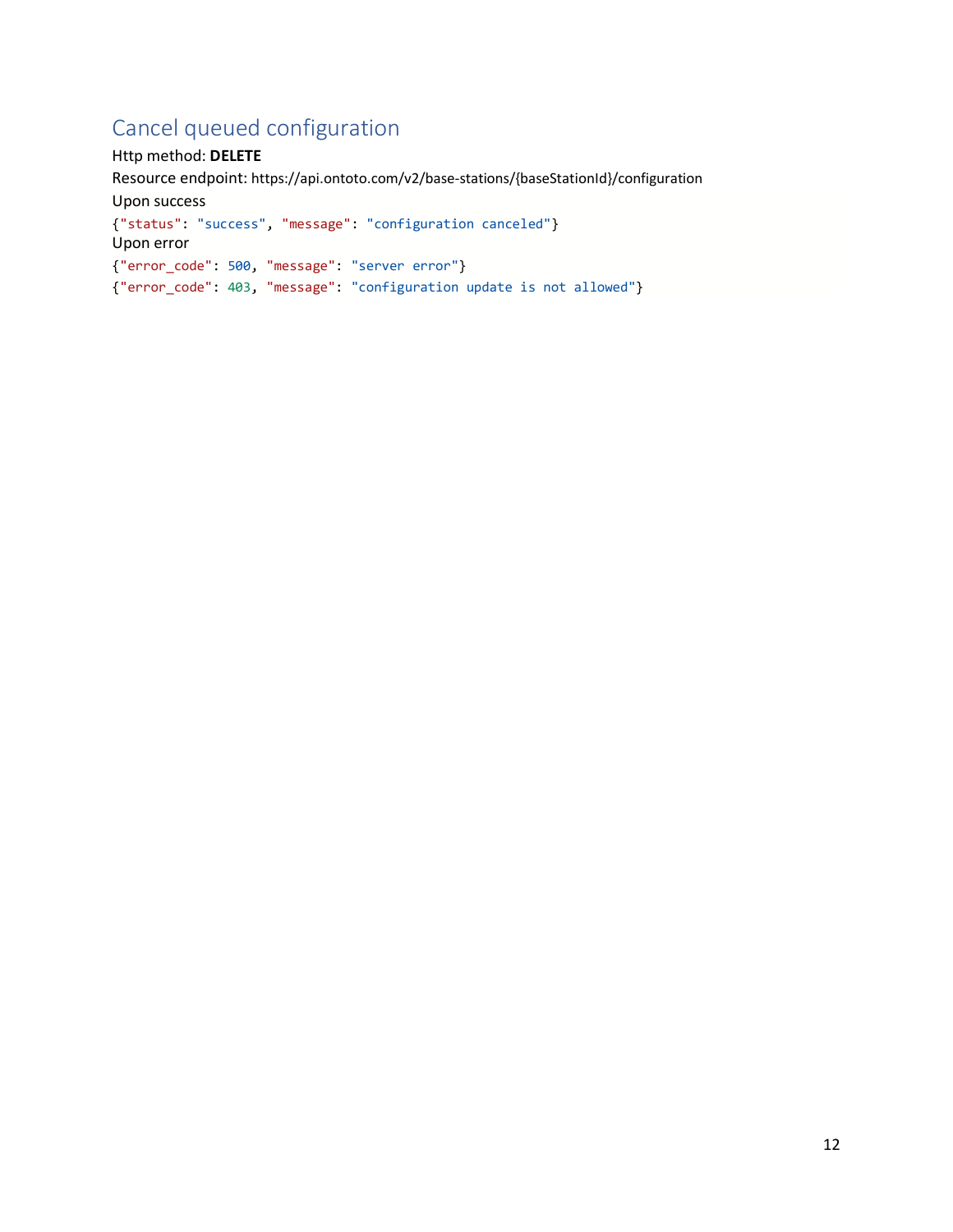## Cancel queued configuration

Http method: **DELETE**

Resource endpoint: https://api.ontoto.com/v2/base-stations/{baseStationId}/configuration

Upon success

```
{"status": "success", "message": "configuration canceled"}
```

Upon error

```
{"error_code": 500, "message": "server error"}
{"error_code": 403, "message": "configuration update is not allowed"}
```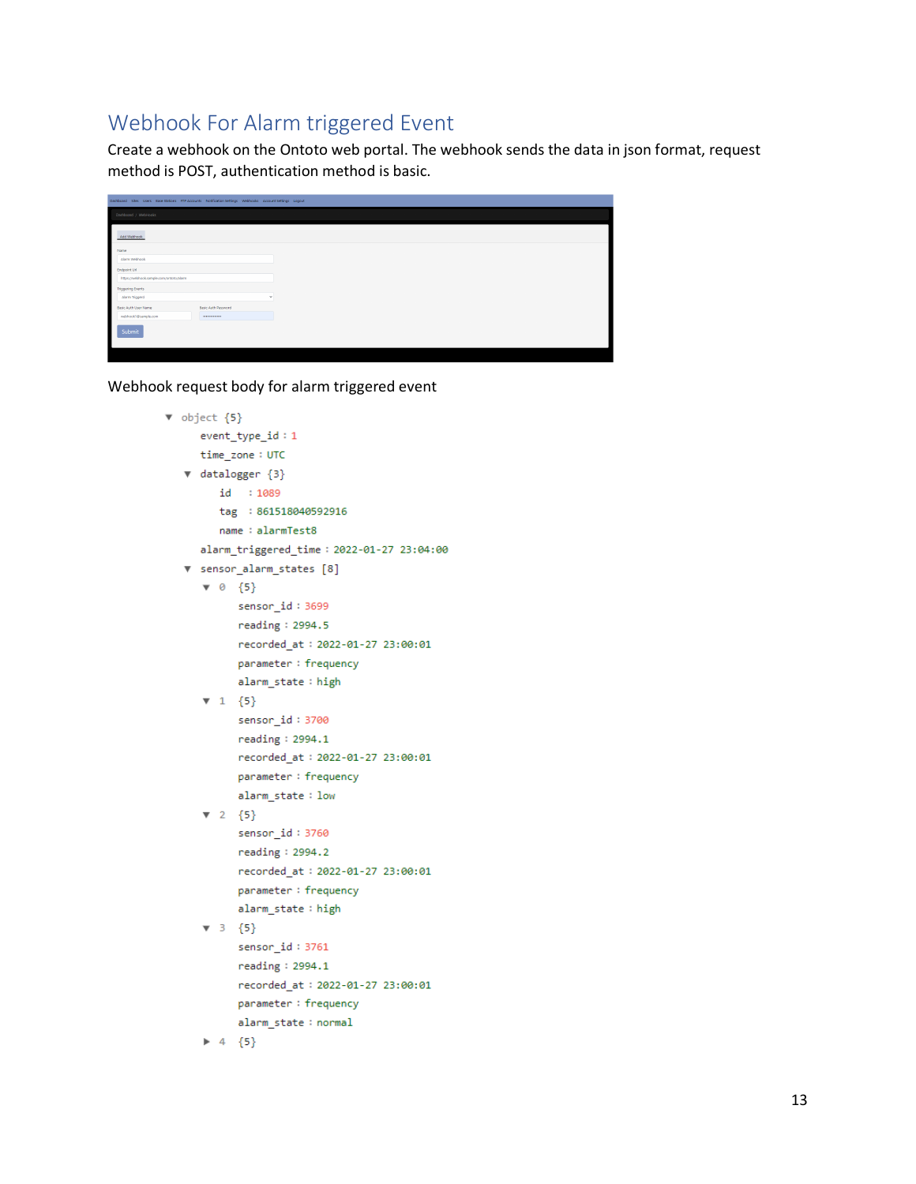# Webhook For Alarm triggered Event

Create a webhook on the Ontoto web portal. The webhook sends the data in json format, request method is POST, authentication method is basic.

Webhook request body for alarm triggered event

```
▼ object {5}
    event_type_id : 1
    time_zone : UTC
  ▼ datalogger {3}
      id   : 1089
      tag  : 861518040592916
      name : alarmTest8
    alarm_triggered_time : 2022-01-27 23:04:00
  ▼ sensor_alarm_states [8]
    ▼ 0  {5}
        sensor_id : 3699
        reading : 2994.5
        recorded_at : 2022-01-27 23:00:01
        parameter : frequency
        alarm_state : high
    ▼ 1  {5}
        sensor_id : 3700
        reading : 2994.1
        recorded_at : 2022-01-27 23:00:01
        parameter : frequency
        alarm_state : low
    ▼ 2  {5}
        sensor_id : 3760
        reading : 2994.2
        recorded_at : 2022-01-27 23:00:01
        parameter : frequency
        alarm_state : high
    ▼ 3  {5}
        sensor_id : 3761
        reading : 2994.1
        recorded_at : 2022-01-27 23:00:01
        parameter : frequency
        alarm_state : normal
    ▶ 4  {5}
```